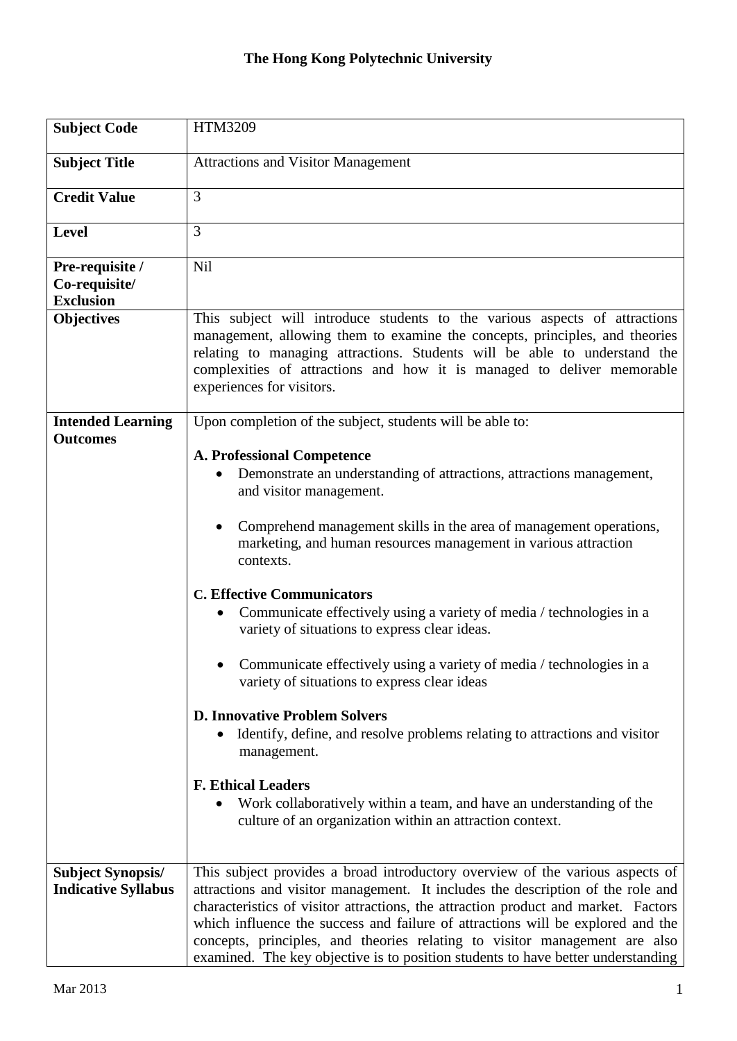# The Hong Kong Polytechnic University

| | |
|---|---|
| **Subject Code** | HTM3209 |
| **Subject Title** | Attractions and Visitor Management |
| **Credit Value** | 3 |
| **Level** | 3 |
| **Pre-requisite / Co-requisite/ Exclusion** | Nil |
| **Objectives** | This subject will introduce students to the various aspects of attractions management, allowing them to examine the concepts, principles, and theories relating to managing attractions. Students will be able to understand the complexities of attractions and how it is managed to deliver memorable experiences for visitors. |
| **Intended Learning Outcomes** | Upon completion of the subject, students will be able to:<br><br>**A. Professional Competence**<br>• Demonstrate an understanding of attractions, attractions management, and visitor management.<br>• Comprehend management skills in the area of management operations, marketing, and human resources management in various attraction contexts.<br><br>**C. Effective Communicators**<br>• Communicate effectively using a variety of media / technologies in a variety of situations to express clear ideas.<br>• Communicate effectively using a variety of media / technologies in a variety of situations to express clear ideas<br><br>**D. Innovative Problem Solvers**<br>• Identify, define, and resolve problems relating to attractions and visitor management.<br><br>**F. Ethical Leaders**<br>• Work collaboratively within a team, and have an understanding of the culture of an organization within an attraction context. |
| **Subject Synopsis/ Indicative Syllabus** | This subject provides a broad introductory overview of the various aspects of attractions and visitor management. It includes the description of the role and characteristics of visitor attractions, the attraction product and market. Factors which influence the success and failure of attractions will be explored and the concepts, principles, and theories relating to visitor management are also examined. The key objective is to position students to have better understanding |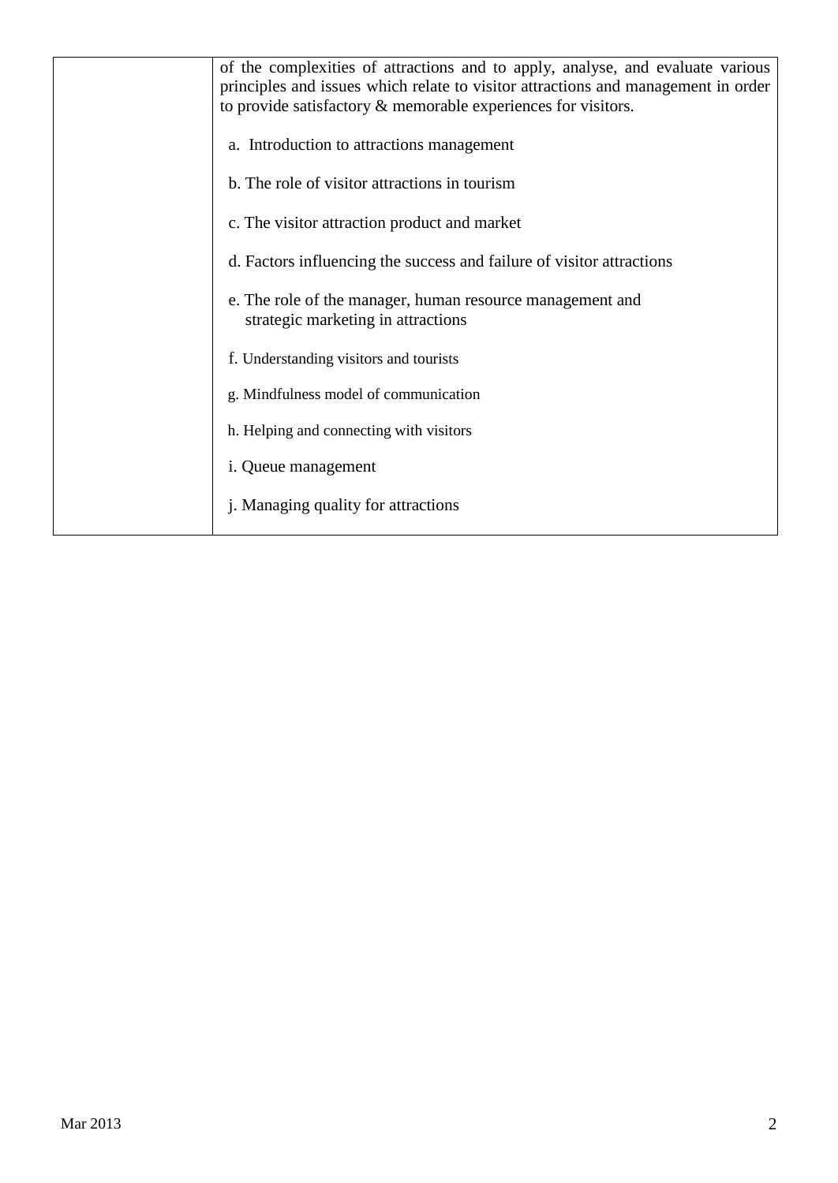| | |
|---|---|
| | of the complexities of attractions and to apply, analyse, and evaluate various principles and issues which relate to visitor attractions and management in order to provide satisfactory & memorable experiences for visitors.<br><br>a. Introduction to attractions management<br><br>b. The role of visitor attractions in tourism<br><br>c. The visitor attraction product and market<br><br>d. Factors influencing the success and failure of visitor attractions<br><br>e. The role of the manager, human resource management and strategic marketing in attractions<br><br>f. Understanding visitors and tourists<br><br>g. Mindfulness model of communication<br><br>h. Helping and connecting with visitors<br><br>i. Queue management<br><br>j. Managing quality for attractions |

Mar 2013